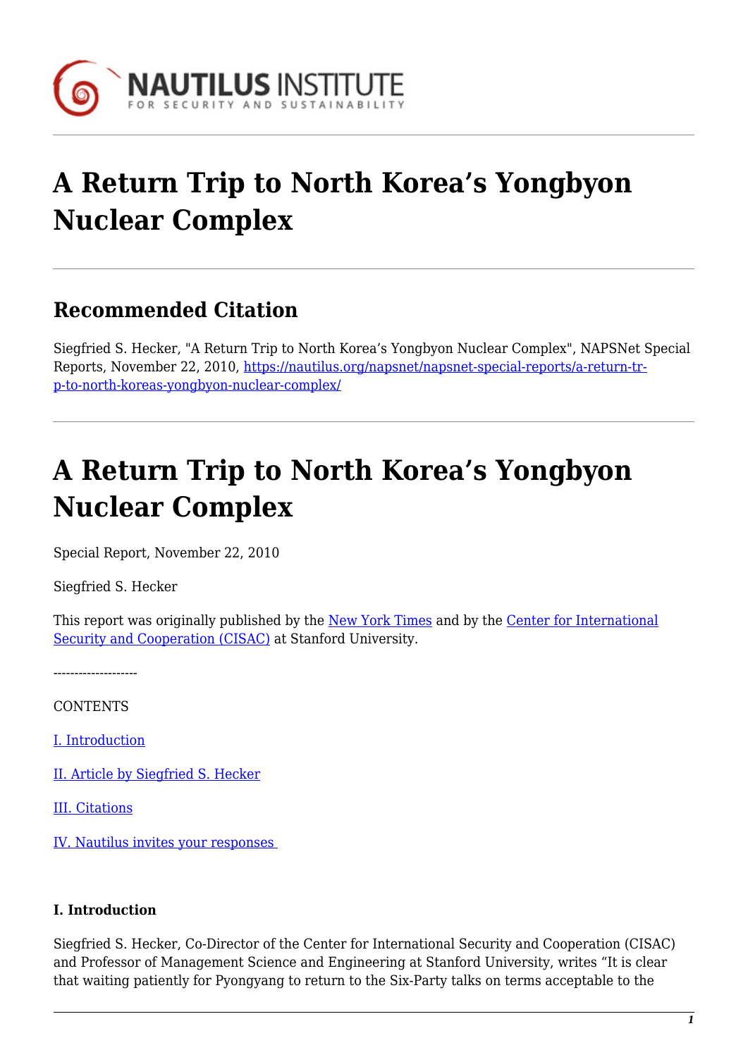# A Return Trip to North Korea's Yongbyon Nuclear Complex

## Recommended Citation

Siegfried S. Hecker, "A Return Trip to North Korea's Yongbyon Nuclear Complex", NAPSNet Special Reports, November 22, 2010, https://nautilus.org/napsnet/napsnet-special-reports/a-return-trip-to-north-koreas-yongbyon-nuclear-complex/

# A Return Trip to North Korea's Yongbyon Nuclear Complex

Special Report, November 22, 2010

Siegfried S. Hecker

This report was originally published by the New York Times and by the Center for International Security and Cooperation (CISAC) at Stanford University.

--------------------

CONTENTS

I. Introduction

II. Article by Siegfried S. Hecker

III. Citations

IV. Nautilus invites your responses

**I. Introduction**

Siegfried S. Hecker, Co-Director of the Center for International Security and Cooperation (CISAC) and Professor of Management Science and Engineering at Stanford University, writes "It is clear that waiting patiently for Pyongyang to return to the Six-Party talks on terms acceptable to the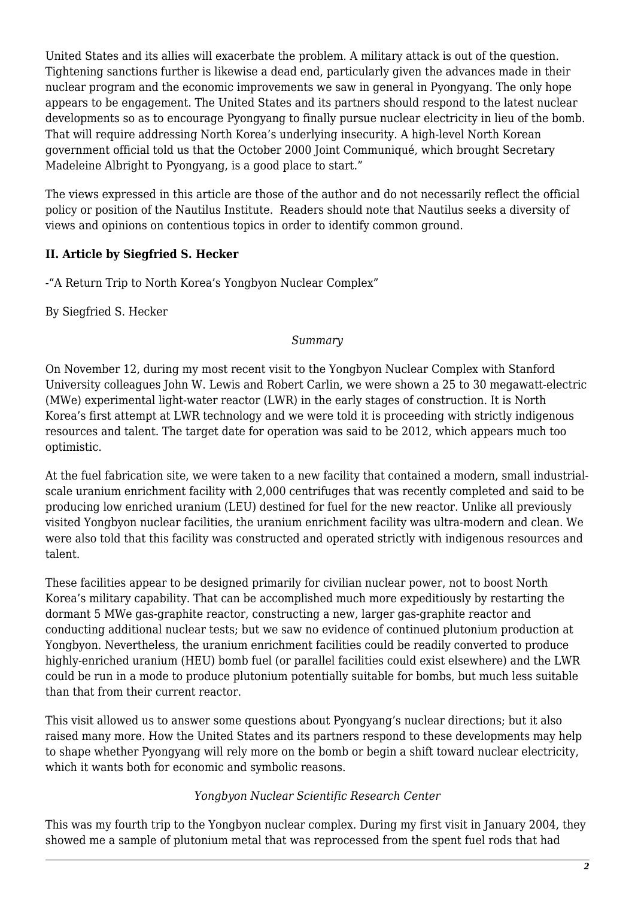United States and its allies will exacerbate the problem. A military attack is out of the question. Tightening sanctions further is likewise a dead end, particularly given the advances made in their nuclear program and the economic improvements we saw in general in Pyongyang. The only hope appears to be engagement. The United States and its partners should respond to the latest nuclear developments so as to encourage Pyongyang to finally pursue nuclear electricity in lieu of the bomb. That will require addressing North Korea's underlying insecurity. A high-level North Korean government official told us that the October 2000 Joint Communiqué, which brought Secretary Madeleine Albright to Pyongyang, is a good place to start."

The views expressed in this article are those of the author and do not necessarily reflect the official policy or position of the Nautilus Institute. Readers should note that Nautilus seeks a diversity of views and opinions on contentious topics in order to identify common ground.

**II. Article by Siegfried S. Hecker**

-"A Return Trip to North Korea's Yongbyon Nuclear Complex"

By Siegfried S. Hecker

*Summary*

On November 12, during my most recent visit to the Yongbyon Nuclear Complex with Stanford University colleagues John W. Lewis and Robert Carlin, we were shown a 25 to 30 megawatt-electric (MWe) experimental light-water reactor (LWR) in the early stages of construction. It is North Korea's first attempt at LWR technology and we were told it is proceeding with strictly indigenous resources and talent. The target date for operation was said to be 2012, which appears much too optimistic.

At the fuel fabrication site, we were taken to a new facility that contained a modern, small industrial-scale uranium enrichment facility with 2,000 centrifuges that was recently completed and said to be producing low enriched uranium (LEU) destined for fuel for the new reactor. Unlike all previously visited Yongbyon nuclear facilities, the uranium enrichment facility was ultra-modern and clean. We were also told that this facility was constructed and operated strictly with indigenous resources and talent.

These facilities appear to be designed primarily for civilian nuclear power, not to boost North Korea's military capability. That can be accomplished much more expeditiously by restarting the dormant 5 MWe gas-graphite reactor, constructing a new, larger gas-graphite reactor and conducting additional nuclear tests; but we saw no evidence of continued plutonium production at Yongbyon. Nevertheless, the uranium enrichment facilities could be readily converted to produce highly-enriched uranium (HEU) bomb fuel (or parallel facilities could exist elsewhere) and the LWR could be run in a mode to produce plutonium potentially suitable for bombs, but much less suitable than that from their current reactor.

This visit allowed us to answer some questions about Pyongyang's nuclear directions; but it also raised many more. How the United States and its partners respond to these developments may help to shape whether Pyongyang will rely more on the bomb or begin a shift toward nuclear electricity, which it wants both for economic and symbolic reasons.

*Yongbyon Nuclear Scientific Research Center*

This was my fourth trip to the Yongbyon nuclear complex. During my first visit in January 2004, they showed me a sample of plutonium metal that was reprocessed from the spent fuel rods that had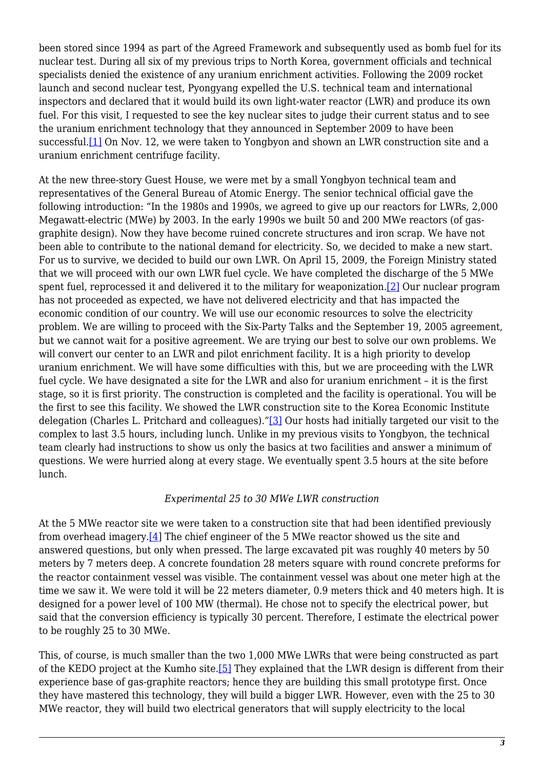been stored since 1994 as part of the Agreed Framework and subsequently used as bomb fuel for its nuclear test. During all six of my previous trips to North Korea, government officials and technical specialists denied the existence of any uranium enrichment activities. Following the 2009 rocket launch and second nuclear test, Pyongyang expelled the U.S. technical team and international inspectors and declared that it would build its own light-water reactor (LWR) and produce its own fuel. For this visit, I requested to see the key nuclear sites to judge their current status and to see the uranium enrichment technology that they announced in September 2009 to have been successful.[1] On Nov. 12, we were taken to Yongbyon and shown an LWR construction site and a uranium enrichment centrifuge facility.

At the new three-story Guest House, we were met by a small Yongbyon technical team and representatives of the General Bureau of Atomic Energy. The senior technical official gave the following introduction: "In the 1980s and 1990s, we agreed to give up our reactors for LWRs, 2,000 Megawatt-electric (MWe) by 2003. In the early 1990s we built 50 and 200 MWe reactors (of gas-graphite design). Now they have become ruined concrete structures and iron scrap. We have not been able to contribute to the national demand for electricity. So, we decided to make a new start. For us to survive, we decided to build our own LWR. On April 15, 2009, the Foreign Ministry stated that we will proceed with our own LWR fuel cycle. We have completed the discharge of the 5 MWe spent fuel, reprocessed it and delivered it to the military for weaponization.[2] Our nuclear program has not proceeded as expected, we have not delivered electricity and that has impacted the economic condition of our country. We will use our economic resources to solve the electricity problem. We are willing to proceed with the Six-Party Talks and the September 19, 2005 agreement, but we cannot wait for a positive agreement. We are trying our best to solve our own problems. We will convert our center to an LWR and pilot enrichment facility. It is a high priority to develop uranium enrichment. We will have some difficulties with this, but we are proceeding with the LWR fuel cycle. We have designated a site for the LWR and also for uranium enrichment – it is the first stage, so it is first priority. The construction is completed and the facility is operational. You will be the first to see this facility. We showed the LWR construction site to the Korea Economic Institute delegation (Charles L. Pritchard and colleagues)."[3] Our hosts had initially targeted our visit to the complex to last 3.5 hours, including lunch. Unlike in my previous visits to Yongbyon, the technical team clearly had instructions to show us only the basics at two facilities and answer a minimum of questions. We were hurried along at every stage. We eventually spent 3.5 hours at the site before lunch.

*Experimental 25 to 30 MWe LWR construction*

At the 5 MWe reactor site we were taken to a construction site that had been identified previously from overhead imagery.[4] The chief engineer of the 5 MWe reactor showed us the site and answered questions, but only when pressed. The large excavated pit was roughly 40 meters by 50 meters by 7 meters deep. A concrete foundation 28 meters square with round concrete preforms for the reactor containment vessel was visible. The containment vessel was about one meter high at the time we saw it. We were told it will be 22 meters diameter, 0.9 meters thick and 40 meters high. It is designed for a power level of 100 MW (thermal). He chose not to specify the electrical power, but said that the conversion efficiency is typically 30 percent. Therefore, I estimate the electrical power to be roughly 25 to 30 MWe.

This, of course, is much smaller than the two 1,000 MWe LWRs that were being constructed as part of the KEDO project at the Kumho site.[5] They explained that the LWR design is different from their experience base of gas-graphite reactors; hence they are building this small prototype first. Once they have mastered this technology, they will build a bigger LWR. However, even with the 25 to 30 MWe reactor, they will build two electrical generators that will supply electricity to the local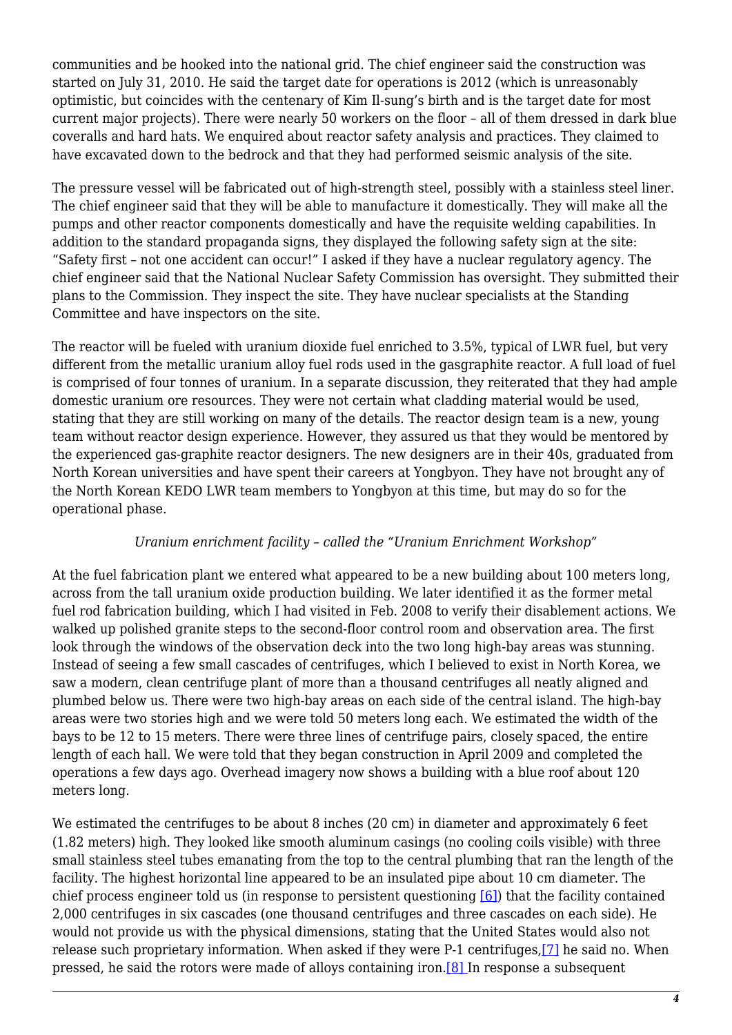communities and be hooked into the national grid. The chief engineer said the construction was started on July 31, 2010. He said the target date for operations is 2012 (which is unreasonably optimistic, but coincides with the centenary of Kim Il-sung's birth and is the target date for most current major projects). There were nearly 50 workers on the floor – all of them dressed in dark blue coveralls and hard hats. We enquired about reactor safety analysis and practices. They claimed to have excavated down to the bedrock and that they had performed seismic analysis of the site.

The pressure vessel will be fabricated out of high-strength steel, possibly with a stainless steel liner. The chief engineer said that they will be able to manufacture it domestically. They will make all the pumps and other reactor components domestically and have the requisite welding capabilities. In addition to the standard propaganda signs, they displayed the following safety sign at the site: "Safety first – not one accident can occur!" I asked if they have a nuclear regulatory agency. The chief engineer said that the National Nuclear Safety Commission has oversight. They submitted their plans to the Commission. They inspect the site. They have nuclear specialists at the Standing Committee and have inspectors on the site.

The reactor will be fueled with uranium dioxide fuel enriched to 3.5%, typical of LWR fuel, but very different from the metallic uranium alloy fuel rods used in the gasgraphite reactor. A full load of fuel is comprised of four tonnes of uranium. In a separate discussion, they reiterated that they had ample domestic uranium ore resources. They were not certain what cladding material would be used, stating that they are still working on many of the details. The reactor design team is a new, young team without reactor design experience. However, they assured us that they would be mentored by the experienced gas-graphite reactor designers. The new designers are in their 40s, graduated from North Korean universities and have spent their careers at Yongbyon. They have not brought any of the North Korean KEDO LWR team members to Yongbyon at this time, but may do so for the operational phase.

*Uranium enrichment facility – called the "Uranium Enrichment Workshop"*

At the fuel fabrication plant we entered what appeared to be a new building about 100 meters long, across from the tall uranium oxide production building. We later identified it as the former metal fuel rod fabrication building, which I had visited in Feb. 2008 to verify their disablement actions. We walked up polished granite steps to the second-floor control room and observation area. The first look through the windows of the observation deck into the two long high-bay areas was stunning. Instead of seeing a few small cascades of centrifuges, which I believed to exist in North Korea, we saw a modern, clean centrifuge plant of more than a thousand centrifuges all neatly aligned and plumbed below us. There were two high-bay areas on each side of the central island. The high-bay areas were two stories high and we were told 50 meters long each. We estimated the width of the bays to be 12 to 15 meters. There were three lines of centrifuge pairs, closely spaced, the entire length of each hall. We were told that they began construction in April 2009 and completed the operations a few days ago. Overhead imagery now shows a building with a blue roof about 120 meters long.

We estimated the centrifuges to be about 8 inches (20 cm) in diameter and approximately 6 feet (1.82 meters) high. They looked like smooth aluminum casings (no cooling coils visible) with three small stainless steel tubes emanating from the top to the central plumbing that ran the length of the facility. The highest horizontal line appeared to be an insulated pipe about 10 cm diameter. The chief process engineer told us (in response to persistent questioning [6]) that the facility contained 2,000 centrifuges in six cascades (one thousand centrifuges and three cascades on each side). He would not provide us with the physical dimensions, stating that the United States would also not release such proprietary information. When asked if they were P-1 centrifuges,[7] he said no. When pressed, he said the rotors were made of alloys containing iron.[8] In response a subsequent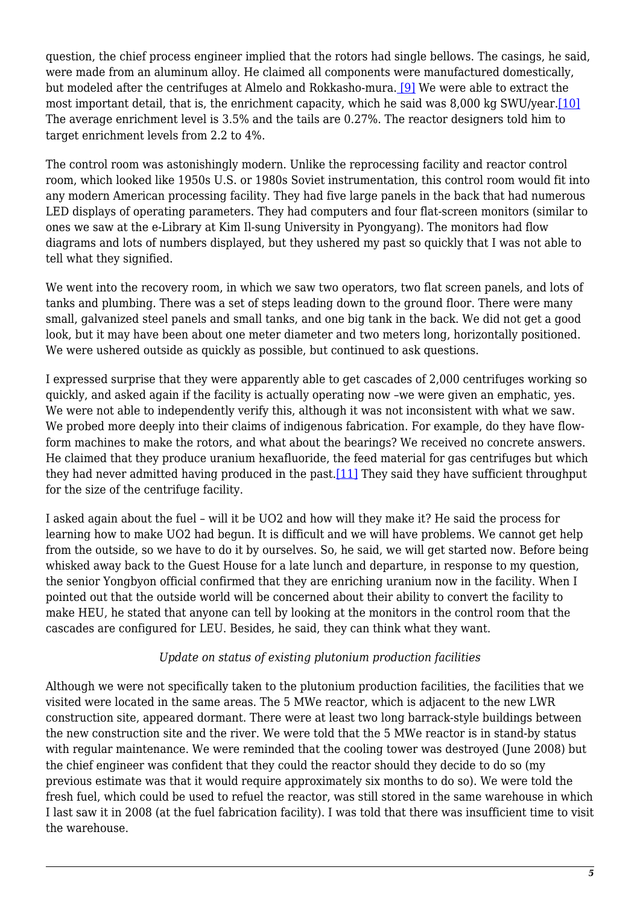question, the chief process engineer implied that the rotors had single bellows. The casings, he said, were made from an aluminum alloy. He claimed all components were manufactured domestically, but modeled after the centrifuges at Almelo and Rokkasho-mura. [9] We were able to extract the most important detail, that is, the enrichment capacity, which he said was 8,000 kg SWU/year.[10] The average enrichment level is 3.5% and the tails are 0.27%. The reactor designers told him to target enrichment levels from 2.2 to 4%.

The control room was astonishingly modern. Unlike the reprocessing facility and reactor control room, which looked like 1950s U.S. or 1980s Soviet instrumentation, this control room would fit into any modern American processing facility. They had five large panels in the back that had numerous LED displays of operating parameters. They had computers and four flat-screen monitors (similar to ones we saw at the e-Library at Kim Il-sung University in Pyongyang). The monitors had flow diagrams and lots of numbers displayed, but they ushered my past so quickly that I was not able to tell what they signified.

We went into the recovery room, in which we saw two operators, two flat screen panels, and lots of tanks and plumbing. There was a set of steps leading down to the ground floor. There were many small, galvanized steel panels and small tanks, and one big tank in the back. We did not get a good look, but it may have been about one meter diameter and two meters long, horizontally positioned. We were ushered outside as quickly as possible, but continued to ask questions.

I expressed surprise that they were apparently able to get cascades of 2,000 centrifuges working so quickly, and asked again if the facility is actually operating now –we were given an emphatic, yes. We were not able to independently verify this, although it was not inconsistent with what we saw. We probed more deeply into their claims of indigenous fabrication. For example, do they have flow-form machines to make the rotors, and what about the bearings? We received no concrete answers. He claimed that they produce uranium hexafluoride, the feed material for gas centrifuges but which they had never admitted having produced in the past.[11] They said they have sufficient throughput for the size of the centrifuge facility.

I asked again about the fuel – will it be $UO_2$ and how will they make it? He said the process for learning how to make $UO_2$ had begun. It is difficult and we will have problems. We cannot get help from the outside, so we have to do it by ourselves. So, he said, we will get started now. Before being whisked away back to the Guest House for a late lunch and departure, in response to my question, the senior Yongbyon official confirmed that they are enriching uranium now in the facility. When I pointed out that the outside world will be concerned about their ability to convert the facility to make HEU, he stated that anyone can tell by looking at the monitors in the control room that the cascades are configured for LEU. Besides, he said, they can think what they want.

*Update on status of existing plutonium production facilities*

Although we were not specifically taken to the plutonium production facilities, the facilities that we visited were located in the same areas. The 5 MWe reactor, which is adjacent to the new LWR construction site, appeared dormant. There were at least two long barrack-style buildings between the new construction site and the river. We were told that the 5 MWe reactor is in stand-by status with regular maintenance. We were reminded that the cooling tower was destroyed (June 2008) but the chief engineer was confident that they could the reactor should they decide to do so (my previous estimate was that it would require approximately six months to do so). We were told the fresh fuel, which could be used to refuel the reactor, was still stored in the same warehouse in which I last saw it in 2008 (at the fuel fabrication facility). I was told that there was insufficient time to visit the warehouse.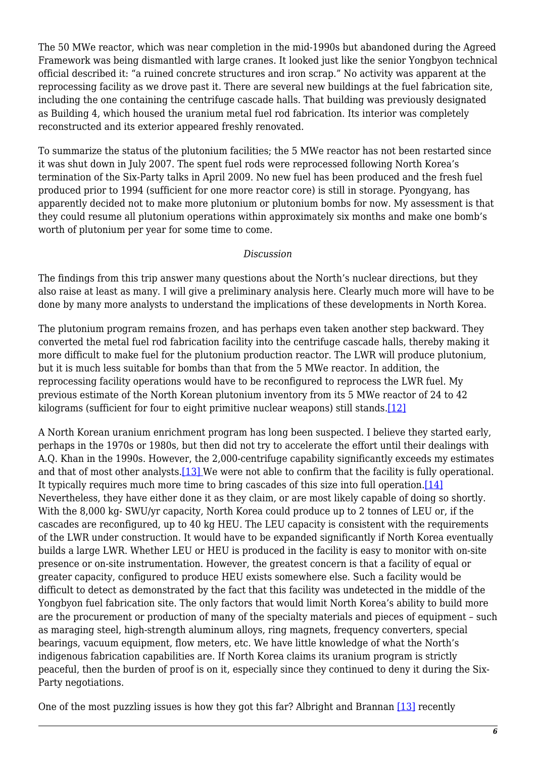The 50 MWe reactor, which was near completion in the mid-1990s but abandoned during the Agreed Framework was being dismantled with large cranes. It looked just like the senior Yongbyon technical official described it: "a ruined concrete structures and iron scrap." No activity was apparent at the reprocessing facility as we drove past it. There are several new buildings at the fuel fabrication site, including the one containing the centrifuge cascade halls. That building was previously designated as Building 4, which housed the uranium metal fuel rod fabrication. Its interior was completely reconstructed and its exterior appeared freshly renovated.

To summarize the status of the plutonium facilities; the 5 MWe reactor has not been restarted since it was shut down in July 2007. The spent fuel rods were reprocessed following North Korea's termination of the Six-Party talks in April 2009. No new fuel has been produced and the fresh fuel produced prior to 1994 (sufficient for one more reactor core) is still in storage. Pyongyang, has apparently decided not to make more plutonium or plutonium bombs for now. My assessment is that they could resume all plutonium operations within approximately six months and make one bomb's worth of plutonium per year for some time to come.

*Discussion*

The findings from this trip answer many questions about the North's nuclear directions, but they also raise at least as many. I will give a preliminary analysis here. Clearly much more will have to be done by many more analysts to understand the implications of these developments in North Korea.

The plutonium program remains frozen, and has perhaps even taken another step backward. They converted the metal fuel rod fabrication facility into the centrifuge cascade halls, thereby making it more difficult to make fuel for the plutonium production reactor. The LWR will produce plutonium, but it is much less suitable for bombs than that from the 5 MWe reactor. In addition, the reprocessing facility operations would have to be reconfigured to reprocess the LWR fuel. My previous estimate of the North Korean plutonium inventory from its 5 MWe reactor of 24 to 42 kilograms (sufficient for four to eight primitive nuclear weapons) still stands.[12]

A North Korean uranium enrichment program has long been suspected. I believe they started early, perhaps in the 1970s or 1980s, but then did not try to accelerate the effort until their dealings with A.Q. Khan in the 1990s. However, the 2,000-centrifuge capability significantly exceeds my estimates and that of most other analysts.[13] We were not able to confirm that the facility is fully operational. It typically requires much more time to bring cascades of this size into full operation.[14] Nevertheless, they have either done it as they claim, or are most likely capable of doing so shortly. With the 8,000 kg- SWU/yr capacity, North Korea could produce up to 2 tonnes of LEU or, if the cascades are reconfigured, up to 40 kg HEU. The LEU capacity is consistent with the requirements of the LWR under construction. It would have to be expanded significantly if North Korea eventually builds a large LWR. Whether LEU or HEU is produced in the facility is easy to monitor with on-site presence or on-site instrumentation. However, the greatest concern is that a facility of equal or greater capacity, configured to produce HEU exists somewhere else. Such a facility would be difficult to detect as demonstrated by the fact that this facility was undetected in the middle of the Yongbyon fuel fabrication site. The only factors that would limit North Korea's ability to build more are the procurement or production of many of the specialty materials and pieces of equipment – such as maraging steel, high-strength aluminum alloys, ring magnets, frequency converters, special bearings, vacuum equipment, flow meters, etc. We have little knowledge of what the North's indigenous fabrication capabilities are. If North Korea claims its uranium program is strictly peaceful, then the burden of proof is on it, especially since they continued to deny it during the Six-Party negotiations.

One of the most puzzling issues is how they got this far? Albright and Brannan [13] recently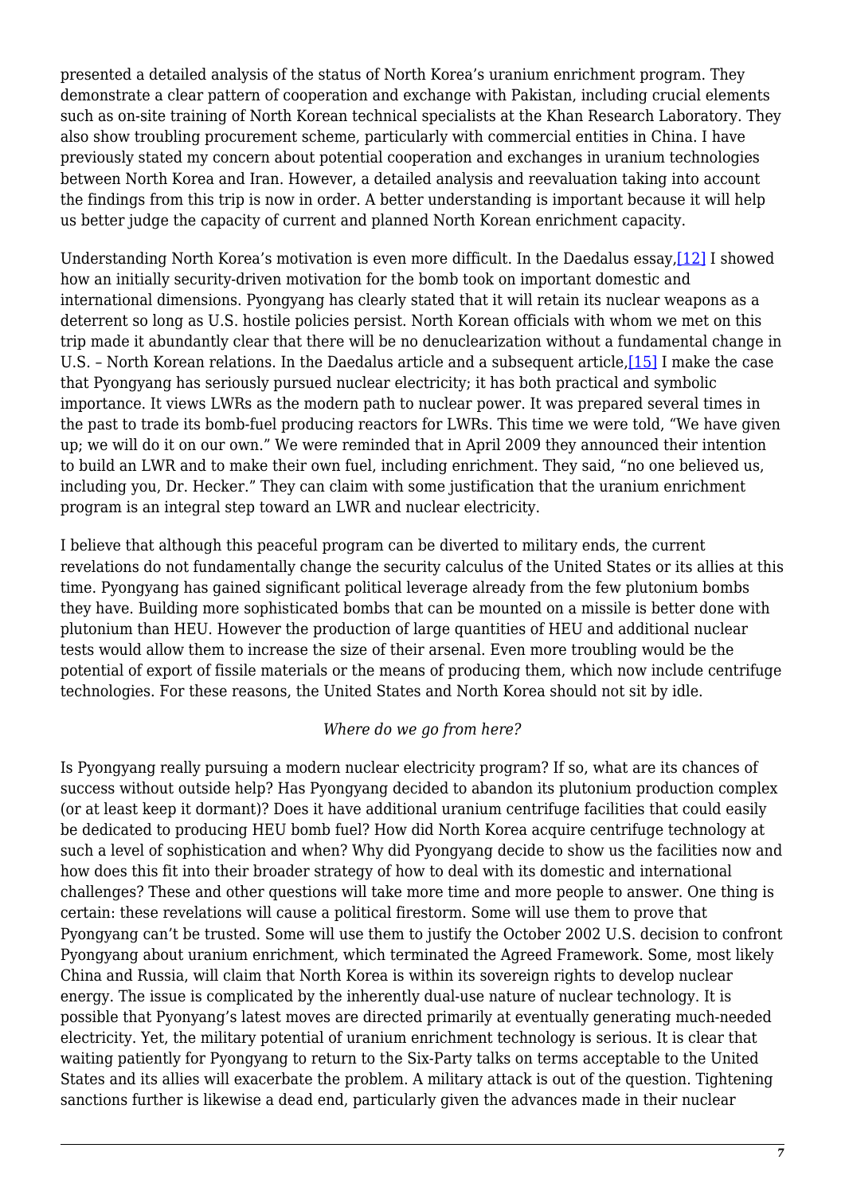presented a detailed analysis of the status of North Korea's uranium enrichment program. They demonstrate a clear pattern of cooperation and exchange with Pakistan, including crucial elements such as on-site training of North Korean technical specialists at the Khan Research Laboratory. They also show troubling procurement scheme, particularly with commercial entities in China. I have previously stated my concern about potential cooperation and exchanges in uranium technologies between North Korea and Iran. However, a detailed analysis and reevaluation taking into account the findings from this trip is now in order. A better understanding is important because it will help us better judge the capacity of current and planned North Korean enrichment capacity.

Understanding North Korea's motivation is even more difficult. In the Daedalus essay,[12] I showed how an initially security-driven motivation for the bomb took on important domestic and international dimensions. Pyongyang has clearly stated that it will retain its nuclear weapons as a deterrent so long as U.S. hostile policies persist. North Korean officials with whom we met on this trip made it abundantly clear that there will be no denuclearization without a fundamental change in U.S. – North Korean relations. In the Daedalus article and a subsequent article,[15] I make the case that Pyongyang has seriously pursued nuclear electricity; it has both practical and symbolic importance. It views LWRs as the modern path to nuclear power. It was prepared several times in the past to trade its bomb-fuel producing reactors for LWRs. This time we were told, "We have given up; we will do it on our own." We were reminded that in April 2009 they announced their intention to build an LWR and to make their own fuel, including enrichment. They said, "no one believed us, including you, Dr. Hecker." They can claim with some justification that the uranium enrichment program is an integral step toward an LWR and nuclear electricity.

I believe that although this peaceful program can be diverted to military ends, the current revelations do not fundamentally change the security calculus of the United States or its allies at this time. Pyongyang has gained significant political leverage already from the few plutonium bombs they have. Building more sophisticated bombs that can be mounted on a missile is better done with plutonium than HEU. However the production of large quantities of HEU and additional nuclear tests would allow them to increase the size of their arsenal. Even more troubling would be the potential of export of fissile materials or the means of producing them, which now include centrifuge technologies. For these reasons, the United States and North Korea should not sit by idle.

*Where do we go from here?*

Is Pyongyang really pursuing a modern nuclear electricity program? If so, what are its chances of success without outside help? Has Pyongyang decided to abandon its plutonium production complex (or at least keep it dormant)? Does it have additional uranium centrifuge facilities that could easily be dedicated to producing HEU bomb fuel? How did North Korea acquire centrifuge technology at such a level of sophistication and when? Why did Pyongyang decide to show us the facilities now and how does this fit into their broader strategy of how to deal with its domestic and international challenges? These and other questions will take more time and more people to answer. One thing is certain: these revelations will cause a political firestorm. Some will use them to prove that Pyongyang can't be trusted. Some will use them to justify the October 2002 U.S. decision to confront Pyongyang about uranium enrichment, which terminated the Agreed Framework. Some, most likely China and Russia, will claim that North Korea is within its sovereign rights to develop nuclear energy. The issue is complicated by the inherently dual-use nature of nuclear technology. It is possible that Pyonyang's latest moves are directed primarily at eventually generating much-needed electricity. Yet, the military potential of uranium enrichment technology is serious. It is clear that waiting patiently for Pyongyang to return to the Six-Party talks on terms acceptable to the United States and its allies will exacerbate the problem. A military attack is out of the question. Tightening sanctions further is likewise a dead end, particularly given the advances made in their nuclear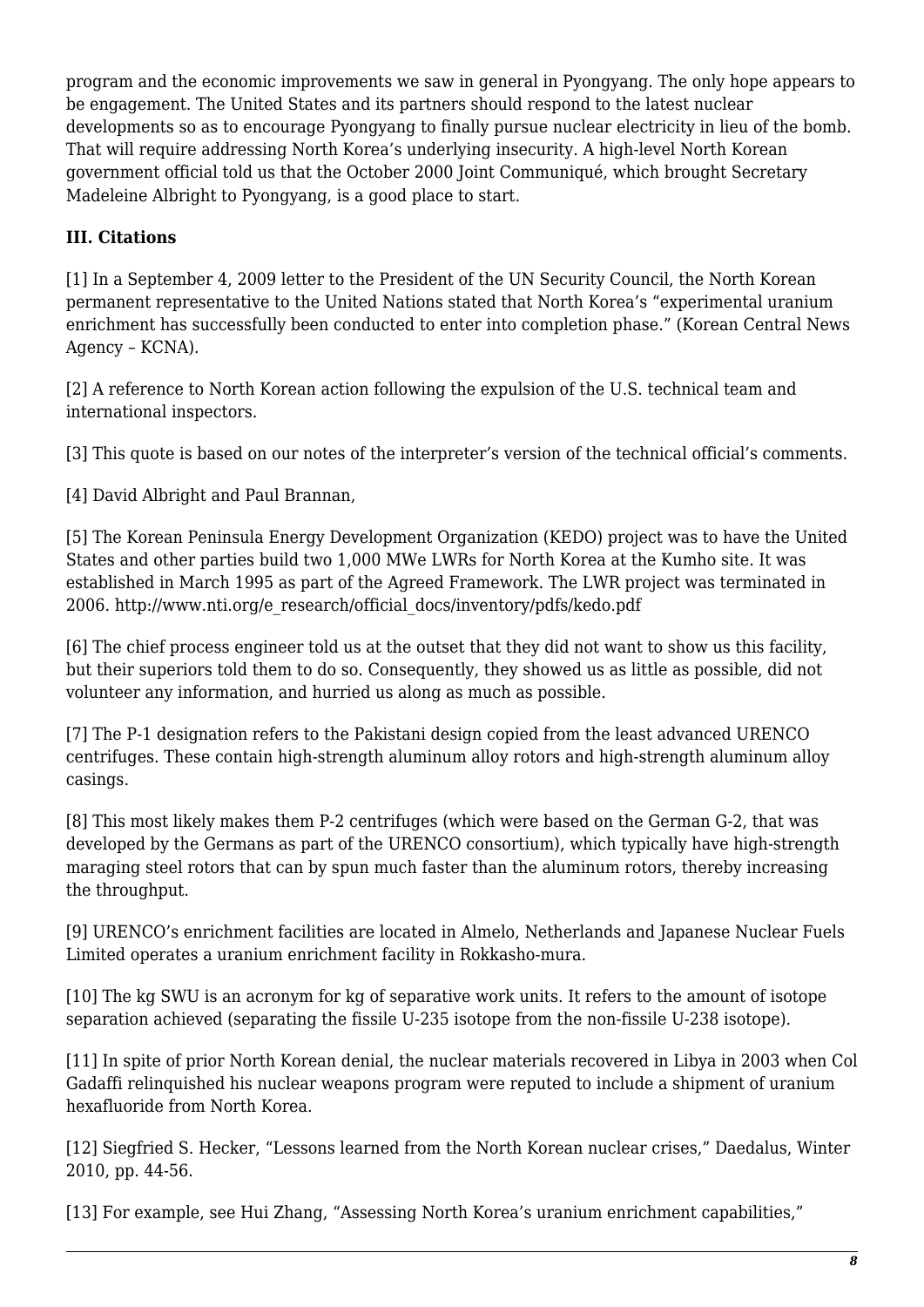program and the economic improvements we saw in general in Pyongyang. The only hope appears to be engagement. The United States and its partners should respond to the latest nuclear developments so as to encourage Pyongyang to finally pursue nuclear electricity in lieu of the bomb. That will require addressing North Korea's underlying insecurity. A high-level North Korean government official told us that the October 2000 Joint Communiqué, which brought Secretary Madeleine Albright to Pyongyang, is a good place to start.

### III. Citations

[1] In a September 4, 2009 letter to the President of the UN Security Council, the North Korean permanent representative to the United Nations stated that North Korea's "experimental uranium enrichment has successfully been conducted to enter into completion phase." (Korean Central News Agency – KCNA).

[2] A reference to North Korean action following the expulsion of the U.S. technical team and international inspectors.

[3] This quote is based on our notes of the interpreter's version of the technical official's comments.

[4] David Albright and Paul Brannan,

[5] The Korean Peninsula Energy Development Organization (KEDO) project was to have the United States and other parties build two 1,000 MWe LWRs for North Korea at the Kumho site. It was established in March 1995 as part of the Agreed Framework. The LWR project was terminated in 2006. http://www.nti.org/e_research/official_docs/inventory/pdfs/kedo.pdf

[6] The chief process engineer told us at the outset that they did not want to show us this facility, but their superiors told them to do so. Consequently, they showed us as little as possible, did not volunteer any information, and hurried us along as much as possible.

[7] The P-1 designation refers to the Pakistani design copied from the least advanced URENCO centrifuges. These contain high-strength aluminum alloy rotors and high-strength aluminum alloy casings.

[8] This most likely makes them P-2 centrifuges (which were based on the German G-2, that was developed by the Germans as part of the URENCO consortium), which typically have high-strength maraging steel rotors that can by spun much faster than the aluminum rotors, thereby increasing the throughput.

[9] URENCO's enrichment facilities are located in Almelo, Netherlands and Japanese Nuclear Fuels Limited operates a uranium enrichment facility in Rokkasho-mura.

[10] The kg SWU is an acronym for kg of separative work units. It refers to the amount of isotope separation achieved (separating the fissile U-235 isotope from the non-fissile U-238 isotope).

[11] In spite of prior North Korean denial, the nuclear materials recovered in Libya in 2003 when Col Gadaffi relinquished his nuclear weapons program were reputed to include a shipment of uranium hexafluoride from North Korea.

[12] Siegfried S. Hecker, "Lessons learned from the North Korean nuclear crises," Daedalus, Winter 2010, pp. 44-56.

[13] For example, see Hui Zhang, "Assessing North Korea's uranium enrichment capabilities,"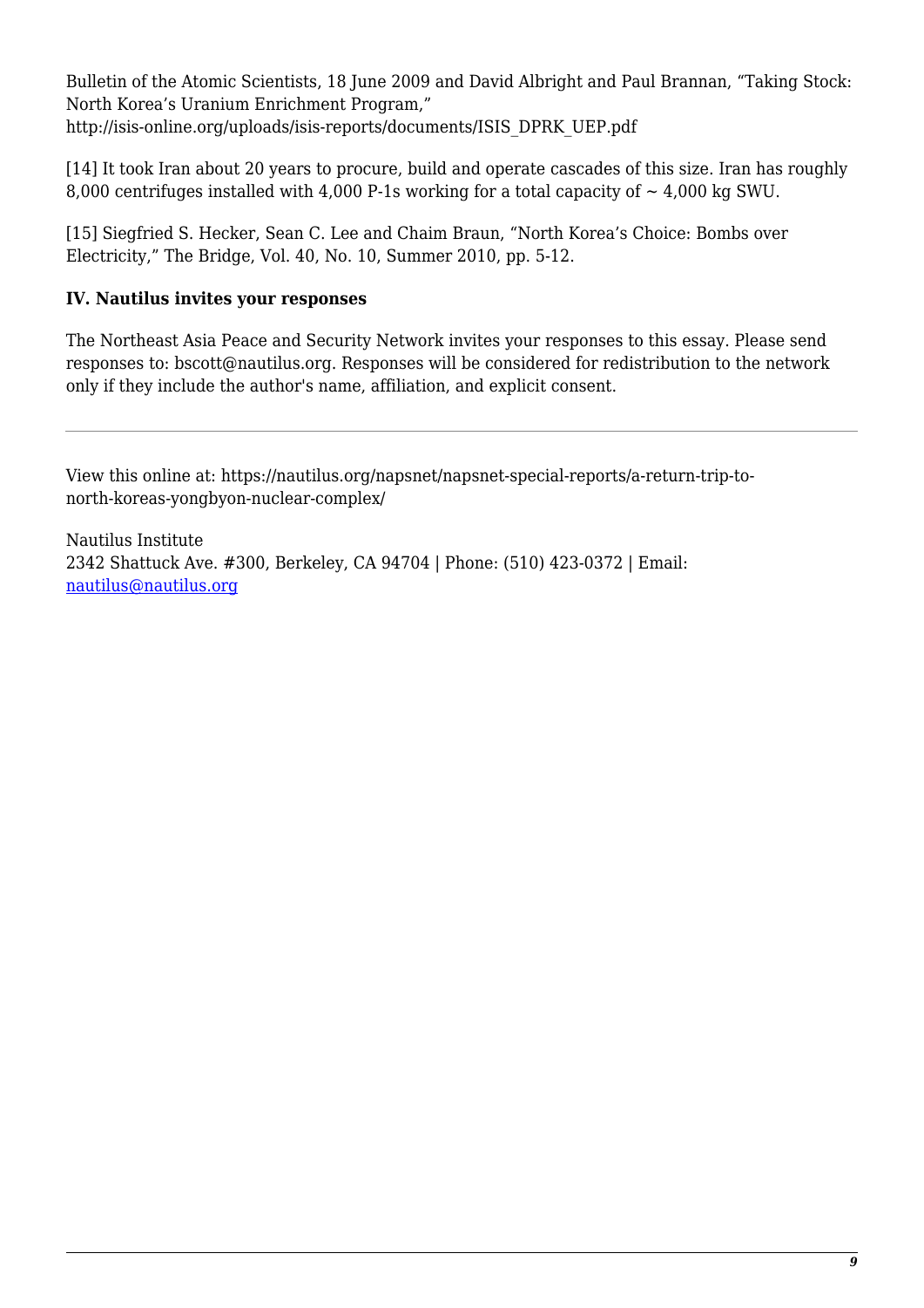Bulletin of the Atomic Scientists, 18 June 2009 and David Albright and Paul Brannan, “Taking Stock: North Korea’s Uranium Enrichment Program,” http://isis-online.org/uploads/isis-reports/documents/ISIS_DPRK_UEP.pdf

[14] It took Iran about 20 years to procure, build and operate cascades of this size. Iran has roughly 8,000 centrifuges installed with 4,000 P-1s working for a total capacity of ~ 4,000 kg SWU.

[15] Siegfried S. Hecker, Sean C. Lee and Chaim Braun, “North Korea’s Choice: Bombs over Electricity,” The Bridge, Vol. 40, No. 10, Summer 2010, pp. 5-12.

### IV. Nautilus invites your responses

The Northeast Asia Peace and Security Network invites your responses to this essay. Please send responses to: bscott@nautilus.org. Responses will be considered for redistribution to the network only if they include the author's name, affiliation, and explicit consent.

---

View this online at: https://nautilus.org/napsnet/napsnet-special-reports/a-return-trip-to-north-koreas-yongbyon-nuclear-complex/

Nautilus Institute
2342 Shattuck Ave. #300, Berkeley, CA 94704 | Phone: (510) 423-0372 | Email: nautilus@nautilus.org